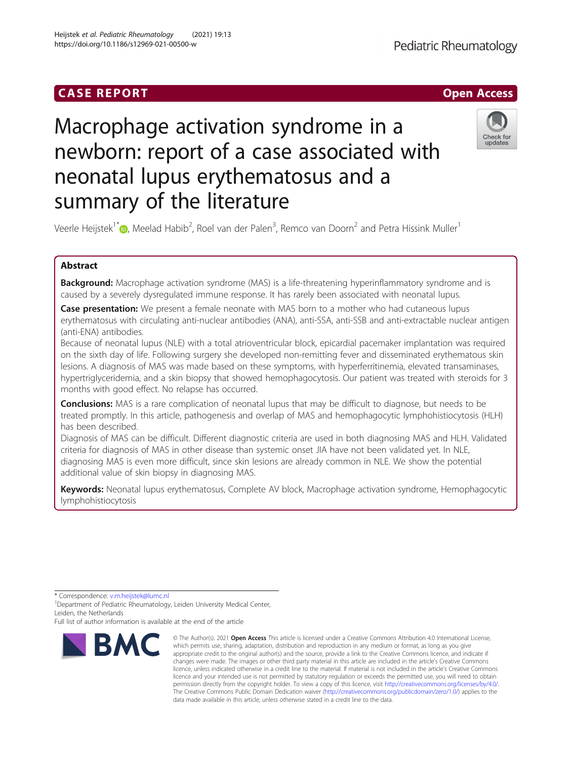CASE REPORT

Open Access

# Macrophage activation syndrome in a newborn: report of a case associated with neonatal lupus erythematosus and a summary of the literature

Veerle Heijstek[1*], Meelad Habib[2], Roel van der Palen[3], Remco van Doorn[2] and Petra Hissink Muller[1]

## Abstract

**Background:** Macrophage activation syndrome (MAS) is a life-threatening hyperinflammatory syndrome and is caused by a severely dysregulated immune response. It has rarely been associated with neonatal lupus.

**Case presentation:** We present a female neonate with MAS born to a mother who had cutaneous lupus erythematosus with circulating anti-nuclear antibodies (ANA), anti-SSA, anti-SSB and anti-extractable nuclear antigen (anti-ENA) antibodies.

Because of neonatal lupus (NLE) with a total atrioventricular block, epicardial pacemaker implantation was required on the sixth day of life. Following surgery she developed non-remitting fever and disseminated erythematous skin lesions. A diagnosis of MAS was made based on these symptoms, with hyperferritinemia, elevated transaminases, hypertriglyceridemia, and a skin biopsy that showed hemophagocytosis. Our patient was treated with steroids for 3 months with good effect. No relapse has occurred.

**Conclusions:** MAS is a rare complication of neonatal lupus that may be difficult to diagnose, but needs to be treated promptly. In this article, pathogenesis and overlap of MAS and hemophagocytic lymphohistiocytosis (HLH) has been described.

Diagnosis of MAS can be difficult. Different diagnostic criteria are used in both diagnosing MAS and HLH. Validated criteria for diagnosis of MAS in other disease than systemic onset JIA have not been validated yet. In NLE, diagnosing MAS is even more difficult, since skin lesions are already common in NLE. We show the potential additional value of skin biopsy in diagnosing MAS.

**Keywords:** Neonatal lupus erythematosus, Complete AV block, Macrophage activation syndrome, Hemophagocytic lymphohistiocytosis

---

\* Correspondence: v.m.heijstek@lumc.nl

[1]Department of Pediatric Rheumatology, Leiden University Medical Center, Leiden, the Netherlands

Full list of author information is available at the end of the article

© The Author(s). 2021 **Open Access** This article is licensed under a Creative Commons Attribution 4.0 International License, which permits use, sharing, adaptation, distribution and reproduction in any medium or format, as long as you give appropriate credit to the original author(s) and the source, provide a link to the Creative Commons licence, and indicate if changes were made. The images or other third party material in this article are included in the article's Creative Commons licence, unless indicated otherwise in a credit line to the material. If material is not included in the article's Creative Commons licence and your intended use is not permitted by statutory regulation or exceeds the permitted use, you will need to obtain permission directly from the copyright holder. To view a copy of this licence, visit http://creativecommons.org/licenses/by/4.0/. The Creative Commons Public Domain Dedication waiver (http://creativecommons.org/publicdomain/zero/1.0/) applies to the data made available in this article, unless otherwise stated in a credit line to the data.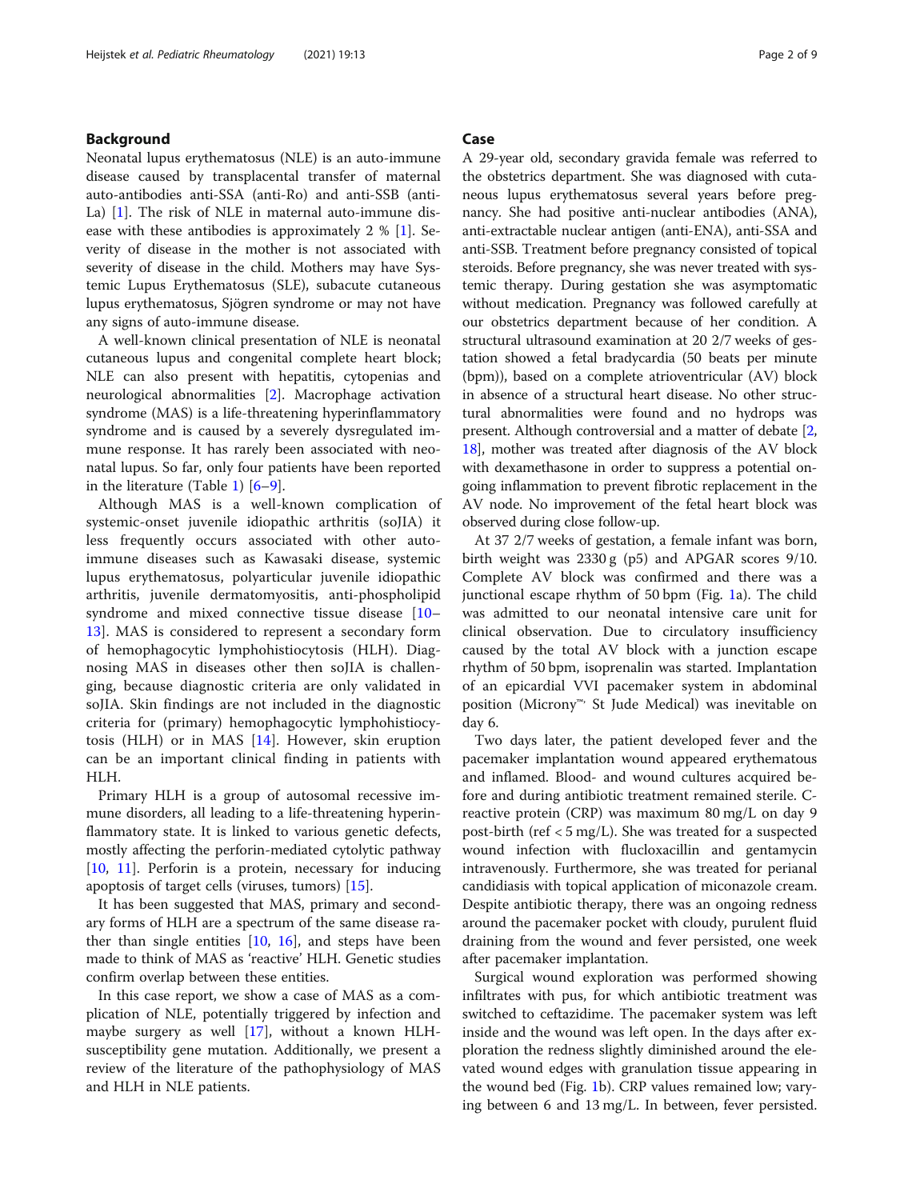## Background

Neonatal lupus erythematosus (NLE) is an auto-immune disease caused by transplacental transfer of maternal auto-antibodies anti-SSA (anti-Ro) and anti-SSB (anti-La) [1]. The risk of NLE in maternal auto-immune disease with these antibodies is approximately 2 % [1]. Severity of disease in the mother is not associated with severity of disease in the child. Mothers may have Systemic Lupus Erythematosus (SLE), subacute cutaneous lupus erythematosus, Sjögren syndrome or may not have any signs of auto-immune disease.

A well-known clinical presentation of NLE is neonatal cutaneous lupus and congenital complete heart block; NLE can also present with hepatitis, cytopenias and neurological abnormalities [2]. Macrophage activation syndrome (MAS) is a life-threatening hyperinflammatory syndrome and is caused by a severely dysregulated immune response. It has rarely been associated with neonatal lupus. So far, only four patients have been reported in the literature (Table 1) [6–9].

Although MAS is a well-known complication of systemic-onset juvenile idiopathic arthritis (soJIA) it less frequently occurs associated with other auto-immune diseases such as Kawasaki disease, systemic lupus erythematosus, polyarticular juvenile idiopathic arthritis, juvenile dermatomyositis, anti-phospholipid syndrome and mixed connective tissue disease [10–13]. MAS is considered to represent a secondary form of hemophagocytic lymphohistiocytosis (HLH). Diagnosing MAS in diseases other then soJIA is challenging, because diagnostic criteria are only validated in soJIA. Skin findings are not included in the diagnostic criteria for (primary) hemophagocytic lymphohistiocytosis (HLH) or in MAS [14]. However, skin eruption can be an important clinical finding in patients with HLH.

Primary HLH is a group of autosomal recessive immune disorders, all leading to a life-threatening hyperinflammatory state. It is linked to various genetic defects, mostly affecting the perforin-mediated cytolytic pathway [10, 11]. Perforin is a protein, necessary for inducing apoptosis of target cells (viruses, tumors) [15].

It has been suggested that MAS, primary and secondary forms of HLH are a spectrum of the same disease rather than single entities [10, 16], and steps have been made to think of MAS as 'reactive' HLH. Genetic studies confirm overlap between these entities.

In this case report, we show a case of MAS as a complication of NLE, potentially triggered by infection and maybe surgery as well [17], without a known HLH-susceptibility gene mutation. Additionally, we present a review of the literature of the pathophysiology of MAS and HLH in NLE patients.

## Case

A 29-year old, secondary gravida female was referred to the obstetrics department. She was diagnosed with cutaneous lupus erythematosus several years before pregnancy. She had positive anti-nuclear antibodies (ANA), anti-extractable nuclear antigen (anti-ENA), anti-SSA and anti-SSB. Treatment before pregnancy consisted of topical steroids. Before pregnancy, she was never treated with systemic therapy. During gestation she was asymptomatic without medication. Pregnancy was followed carefully at our obstetrics department because of her condition. A structural ultrasound examination at 20 2/7 weeks of gestation showed a fetal bradycardia (50 beats per minute (bpm)), based on a complete atrioventricular (AV) block in absence of a structural heart disease. No other structural abnormalities were found and no hydrops was present. Although controversial and a matter of debate [2, 18], mother was treated after diagnosis of the AV block with dexamethasone in order to suppress a potential ongoing inflammation to prevent fibrotic replacement in the AV node. No improvement of the fetal heart block was observed during close follow-up.

At 37 2/7 weeks of gestation, a female infant was born, birth weight was 2330 g (p5) and APGAR scores 9/10. Complete AV block was confirmed and there was a junctional escape rhythm of 50 bpm (Fig. 1a). The child was admitted to our neonatal intensive care unit for clinical observation. Due to circulatory insufficiency caused by the total AV block with a junction escape rhythm of 50 bpm, isoprenalin was started. Implantation of an epicardial VVI pacemaker system in abdominal position (Microny™, St Jude Medical) was inevitable on day 6.

Two days later, the patient developed fever and the pacemaker implantation wound appeared erythematous and inflamed. Blood- and wound cultures acquired before and during antibiotic treatment remained sterile. C-reactive protein (CRP) was maximum 80 mg/L on day 9 post-birth (ref < 5 mg/L). She was treated for a suspected wound infection with flucloxacillin and gentamycin intravenously. Furthermore, she was treated for perianal candidiasis with topical application of miconazole cream. Despite antibiotic therapy, there was an ongoing redness around the pacemaker pocket with cloudy, purulent fluid draining from the wound and fever persisted, one week after pacemaker implantation.

Surgical wound exploration was performed showing infiltrates with pus, for which antibiotic treatment was switched to ceftazidime. The pacemaker system was left inside and the wound was left open. In the days after exploration the redness slightly diminished around the elevated wound edges with granulation tissue appearing in the wound bed (Fig. 1b). CRP values remained low; varying between 6 and 13 mg/L. In between, fever persisted.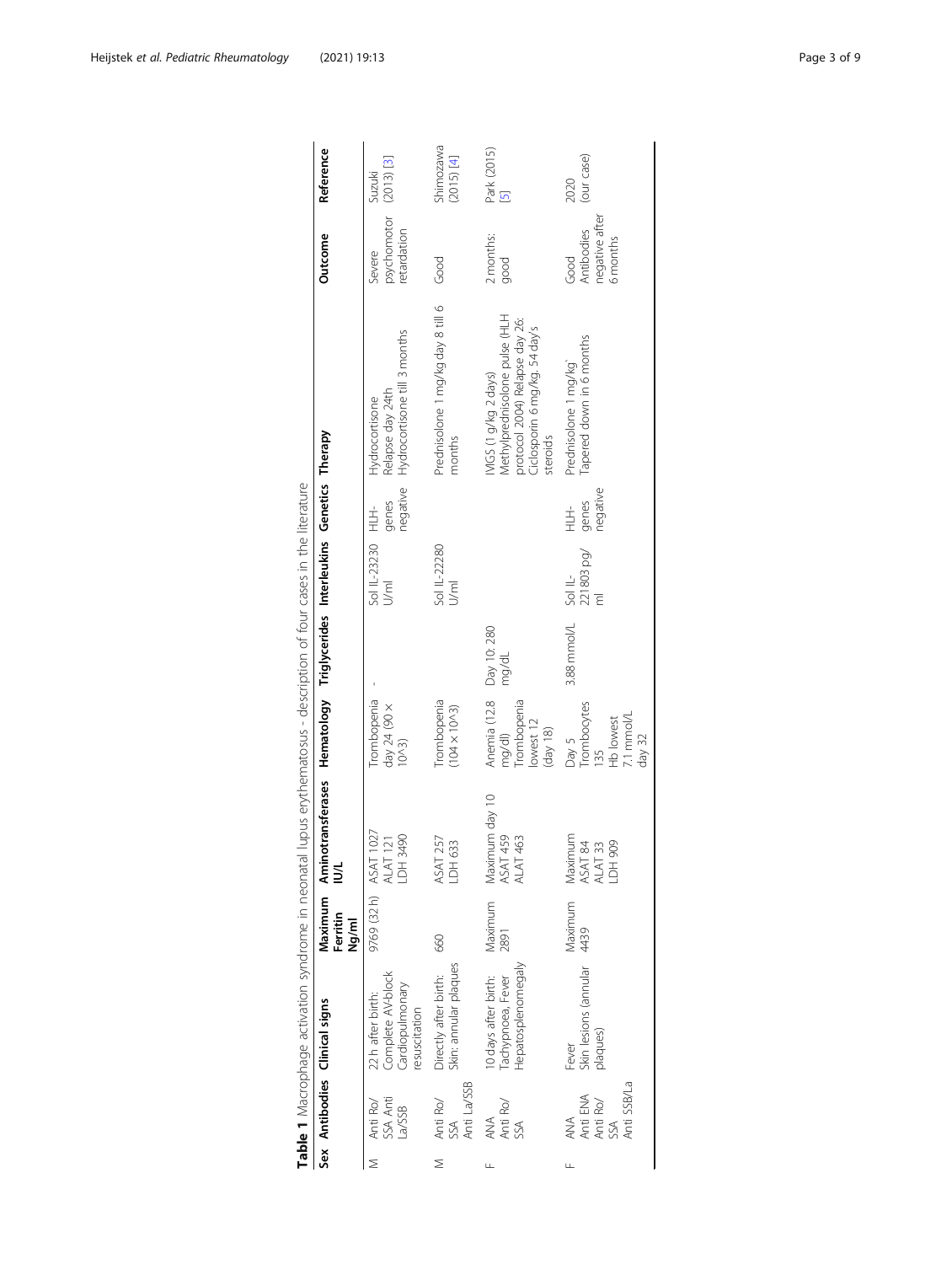**Table 1** Macrophage activation syndrome in neonatal lupus erythematosus - description of four cases in the literature

| Sex | Antibodies | Clinical signs | Maximum Ferritin Ng/ml | Aminotransferases IU/L | Hematology | Triglycerides | Interleukins | Genetics | Therapy | Outcome | Reference |
|---|---|---|---|---|---|---|---|---|---|---|---|
| M | Anti Ro/SSA Anti La/SSB | 22 h after birth: Complete AV-block Cardiopulmonary resuscitation | 9769 (32 h) | ASAT 1027 ALAT 121 LDH 3490 | Trombopenia day 24 (90 × 10^3) | - | Sol IL-23230 U/ml | HLH-genes negative | Hydrocortisone Relapse day 24th Hydrocortisone till 3 months | Severe psychomotor retardation | Suzuki (2013) [3] |
| M | Anti Ro/SSA Anti La/SSB | Directly after birth: Skin: annular plaques | 660 | ASAT 257 LDH 633 | Trombopenia (104 × 10^3) | | Sol IL-22280 U/ml | | Prednisolone 1 mg/kg day 8 till 6 months | Good | Shimozawa (2015) [4] |
| F | ANA Anti Ro/SSA | 10 days after birth: Tachypnoea, Fever Hepatosplenomegaly | Maximum 2891 | Maximum day 10 ASAT 459 ALAT 463 | Anemia (12.8 mg/dl) Trombopenia lowest 12 (day 18) | Day 10: 280 mg/dL | | | IVIGS (1 g/kg 2 days) Methylprednisolone pulse (HLH protocol 2004) Relapse day 26: Ciclosporin 6 mg/kg, 54 day's steroids | 2 months: good | Park (2015) [5] |
| F | ANA Anti ENA Anti Ro/SSA Anti SSB/La | Fever Skin lesions (annular plaques) | Maximum 4439 | Maximum ASAT 84 ALAT 33 LDH 909 | Day 5 Trombocytes 135 Hb lowest 7.1 mmol/L day 32 | 3.88 mmol/L | Sol IL-221803 pg/ml | HLH-genes negative | Prednisolone 1 mg/kg Tapered down in 6 months | Good Antibodies negative after 6 months | 2020 (our case) |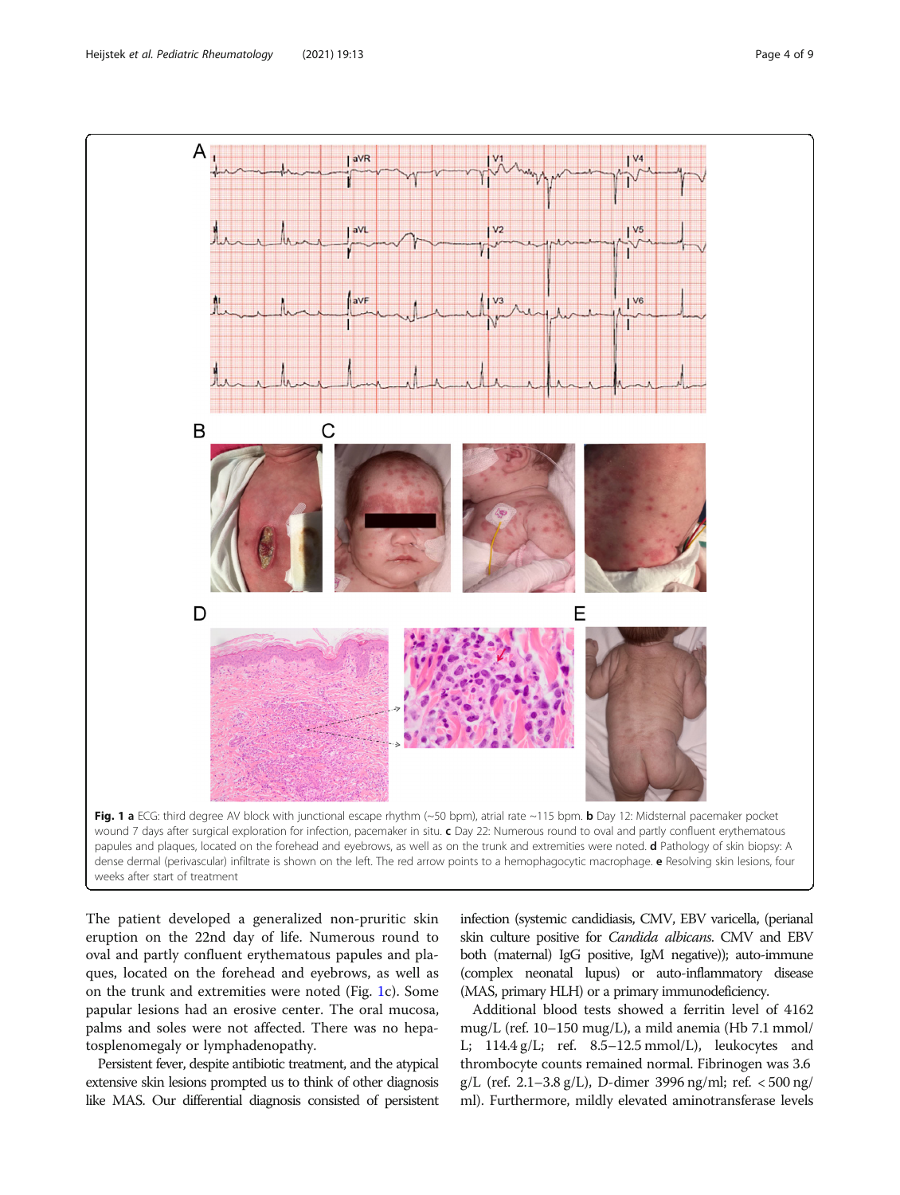**Fig. 1 a** ECG: third degree AV block with junctional escape rhythm (~50 bpm), atrial rate ~115 bpm. **b** Day 12: Midsternal pacemaker pocket wound 7 days after surgical exploration for infection, pacemaker in situ. **c** Day 22: Numerous round to oval and partly confluent erythematous papules and plaques, located on the forehead and eyebrows, as well as on the trunk and extremities were noted. **d** Pathology of skin biopsy: A dense dermal (perivascular) infiltrate is shown on the left. The red arrow points to a hemophagocytic macrophage. **e** Resolving skin lesions, four weeks after start of treatment

The patient developed a generalized non-pruritic skin eruption on the 22nd day of life. Numerous round to oval and partly confluent erythematous papules and plaques, located on the forehead and eyebrows, as well as on the trunk and extremities were noted (Fig. 1c). Some papular lesions had an erosive center. The oral mucosa, palms and soles were not affected. There was no hepatosplenomegaly or lymphadenopathy.

Persistent fever, despite antibiotic treatment, and the atypical extensive skin lesions prompted us to think of other diagnosis like MAS. Our differential diagnosis consisted of persistent infection (systemic candidiasis, CMV, EBV varicella, (perianal skin culture positive for *Candida albicans*. CMV and EBV both (maternal) IgG positive, IgM negative)); auto-immune (complex neonatal lupus) or auto-inflammatory disease (MAS, primary HLH) or a primary immunodeficiency.

Additional blood tests showed a ferritin level of 4162 mug/L (ref. 10–150 mug/L), a mild anemia (Hb 7.1 mmol/L; 114.4 g/L; ref. 8.5–12.5 mmol/L), leukocytes and thrombocyte counts remained normal. Fibrinogen was 3.6 g/L (ref. 2.1–3.8 g/L), D-dimer 3996 ng/ml; ref. < 500 ng/ml). Furthermore, mildly elevated aminotransferase levels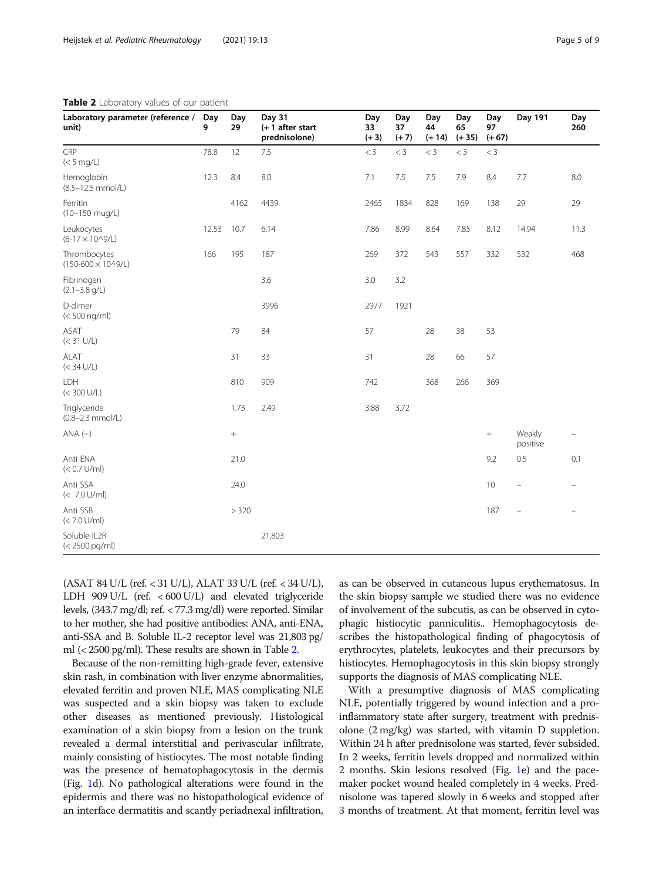**Table 2** Laboratory values of our patient

| Laboratory parameter (reference / unit) | Day 9 | Day 29 | Day 31 (+ 1 after start prednisolone) | Day 33 (+ 3) | Day 37 (+ 7) | Day 44 (+ 14) | Day 65 (+ 35) | Day 97 (+ 67) | Day 191 | Day 260 |
|---|---|---|---|---|---|---|---|---|---|---|
| CRP (< 5 mg/L) | 78.8 | 12 | 7.5 | < 3 | < 3 | < 3 | < 3 | < 3 | | |
| Hemoglobin (8.5–12.5 mmol/L) | 12.3 | 8.4 | 8.0 | 7.1 | 7.5 | 7.5 | 7.9 | 8.4 | 7.7 | 8.0 |
| Ferritin (10–150 mug/L) | | 4162 | 4439 | 2465 | 1834 | 828 | 169 | 138 | 29 | 29 |
| Leukocytes (6-17 × 10^9/L) | 12.53 | 10.7 | 6.14 | 7.86 | 8.99 | 8.64 | 7.85 | 8.12 | 14.94 | 11.3 |
| Thrombocytes (150-600 × 10^9/L) | 166 | 195 | 187 | 269 | 372 | 543 | 557 | 332 | 532 | 468 |
| Fibrinogen (2.1–3.8 g/L) | | | 3.6 | 3.0 | 3.2 | | | | | |
| D-dimer (< 500 ng/ml) | | | 3996 | 2977 | 1921 | | | | | |
| ASAT (< 31 U/L) | | 79 | 84 | 57 | | 28 | 38 | 53 | | |
| ALAT (< 34 U/L) | | 31 | 33 | 31 | | 28 | 66 | 57 | | |
| LDH (< 300 U/L) | | 810 | 909 | 742 | | 368 | 266 | 369 | | |
| Triglyceride (0.8–2.3 mmol/L) | | 1.73 | 2.49 | 3.88 | 3.72 | | | | | |
| ANA (−) | | + | | | | | | + | Weakly positive | − |
| Anti ENA (< 0.7 U/ml) | | 21.0 | | | | | | 9.2 | 0.5 | 0.1 |
| Anti SSA (< 7.0 U/ml) | | 24.0 | | | | | | 10 | − | − |
| Anti SSB (< 7.0 U/ml) | | > 320 | | | | | | 187 | − | − |
| Soluble-IL2R (< 2500 pg/ml) | | | 21,803 | | | | | | | |

(ASAT 84 U/L (ref. < 31 U/L), ALAT 33 U/L (ref. < 34 U/L), LDH 909 U/L (ref. < 600 U/L) and elevated triglyceride levels, (343.7 mg/dl; ref. < 77.3 mg/dl) were reported. Similar to her mother, she had positive antibodies: ANA, anti-ENA, anti-SSA and B. Soluble IL-2 receptor level was 21,803 pg/ml (< 2500 pg/ml). These results are shown in Table 2.

Because of the non-remitting high-grade fever, extensive skin rash, in combination with liver enzyme abnormalities, elevated ferritin and proven NLE, MAS complicating NLE was suspected and a skin biopsy was taken to exclude other diseases as mentioned previously. Histological examination of a skin biopsy from a lesion on the trunk revealed a dermal interstitial and perivascular infiltrate, mainly consisting of histiocytes. The most notable finding was the presence of hematophagocytosis in the dermis (Fig. 1d). No pathological alterations were found in the epidermis and there was no histopathological evidence of an interface dermatitis and scantly periadnexal infiltration, as can be observed in cutaneous lupus erythematosus. In the skin biopsy sample we studied there was no evidence of involvement of the subcutis, as can be observed in cytophagic histiocytic panniculitis.. Hemophagocytosis describes the histopathological finding of phagocytosis of erythrocytes, platelets, leukocytes and their precursors by histiocytes. Hemophagocytosis in this skin biopsy strongly supports the diagnosis of MAS complicating NLE.

With a presumptive diagnosis of MAS complicating NLE, potentially triggered by wound infection and a pro-inflammatory state after surgery, treatment with prednisolone (2 mg/kg) was started, with vitamin D suppletion. Within 24 h after prednisolone was started, fever subsided. In 2 weeks, ferritin levels dropped and normalized within 2 months. Skin lesions resolved (Fig. 1e) and the pacemaker pocket wound healed completely in 4 weeks. Prednisolone was tapered slowly in 6 weeks and stopped after 3 months of treatment. At that moment, ferritin level was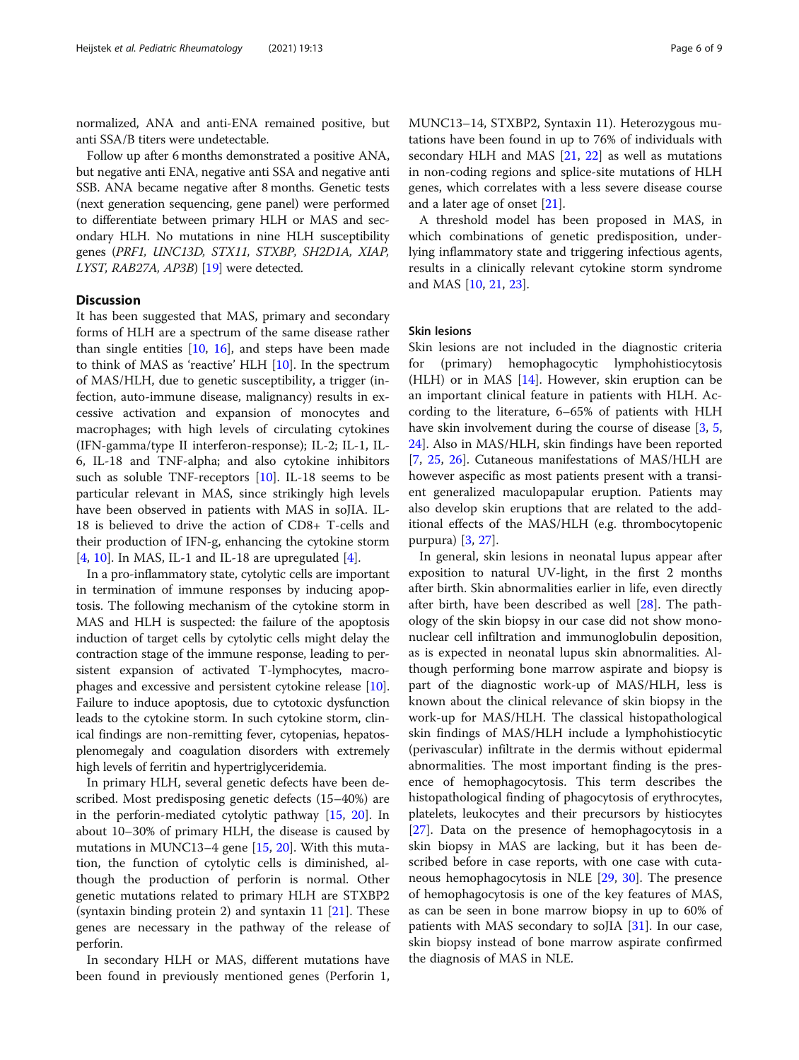normalized, ANA and anti-ENA remained positive, but anti SSA/B titers were undetectable.

Follow up after 6 months demonstrated a positive ANA, but negative anti ENA, negative anti SSA and negative anti SSB. ANA became negative after 8 months. Genetic tests (next generation sequencing, gene panel) were performed to differentiate between primary HLH or MAS and secondary HLH. No mutations in nine HLH susceptibility genes (*PRF1, UNC13D, STX11, STXBP, SH2D1A, XIAP, LYST, RAB27A, AP3B*) [19] were detected.

## Discussion

It has been suggested that MAS, primary and secondary forms of HLH are a spectrum of the same disease rather than single entities [10, 16], and steps have been made to think of MAS as 'reactive' HLH [10]. In the spectrum of MAS/HLH, due to genetic susceptibility, a trigger (infection, auto-immune disease, malignancy) results in excessive activation and expansion of monocytes and macrophages; with high levels of circulating cytokines (IFN-gamma/type II interferon-response); IL-2; IL-1, IL-6, IL-18 and TNF-alpha; and also cytokine inhibitors such as soluble TNF-receptors [10]. IL-18 seems to be particular relevant in MAS, since strikingly high levels have been observed in patients with MAS in soJIA. IL-18 is believed to drive the action of CD8+ T-cells and their production of IFN-g, enhancing the cytokine storm [4, 10]. In MAS, IL-1 and IL-18 are upregulated [4].

In a pro-inflammatory state, cytolytic cells are important in termination of immune responses by inducing apoptosis. The following mechanism of the cytokine storm in MAS and HLH is suspected: the failure of the apoptosis induction of target cells by cytolytic cells might delay the contraction stage of the immune response, leading to persistent expansion of activated T-lymphocytes, macrophages and excessive and persistent cytokine release [10]. Failure to induce apoptosis, due to cytotoxic dysfunction leads to the cytokine storm. In such cytokine storm, clinical findings are non-remitting fever, cytopenias, hepatosplenomegaly and coagulation disorders with extremely high levels of ferritin and hypertriglyceridemia.

In primary HLH, several genetic defects have been described. Most predisposing genetic defects (15–40%) are in the perforin-mediated cytolytic pathway [15, 20]. In about 10–30% of primary HLH, the disease is caused by mutations in MUNC13–4 gene [15, 20]. With this mutation, the function of cytolytic cells is diminished, although the production of perforin is normal. Other genetic mutations related to primary HLH are STXBP2 (syntaxin binding protein 2) and syntaxin 11 [21]. These genes are necessary in the pathway of the release of perforin.

In secondary HLH or MAS, different mutations have been found in previously mentioned genes (Perforin 1, MUNC13–14, STXBP2, Syntaxin 11). Heterozygous mutations have been found in up to 76% of individuals with secondary HLH and MAS [21, 22] as well as mutations in non-coding regions and splice-site mutations of HLH genes, which correlates with a less severe disease course and a later age of onset [21].

A threshold model has been proposed in MAS, in which combinations of genetic predisposition, underlying inflammatory state and triggering infectious agents, results in a clinically relevant cytokine storm syndrome and MAS [10, 21, 23].

### Skin lesions

Skin lesions are not included in the diagnostic criteria for (primary) hemophagocytic lymphohistiocytosis (HLH) or in MAS [14]. However, skin eruption can be an important clinical feature in patients with HLH. According to the literature, 6–65% of patients with HLH have skin involvement during the course of disease [3, 5, 24]. Also in MAS/HLH, skin findings have been reported [7, 25, 26]. Cutaneous manifestations of MAS/HLH are however aspecific as most patients present with a transient generalized maculopapular eruption. Patients may also develop skin eruptions that are related to the additional effects of the MAS/HLH (e.g. thrombocytopenic purpura) [3, 27].

In general, skin lesions in neonatal lupus appear after exposition to natural UV-light, in the first 2 months after birth. Skin abnormalities earlier in life, even directly after birth, have been described as well [28]. The pathology of the skin biopsy in our case did not show mononuclear cell infiltration and immunoglobulin deposition, as is expected in neonatal lupus skin abnormalities. Although performing bone marrow aspirate and biopsy is part of the diagnostic work-up of MAS/HLH, less is known about the clinical relevance of skin biopsy in the work-up for MAS/HLH. The classical histopathological skin findings of MAS/HLH include a lymphohistiocytic (perivascular) infiltrate in the dermis without epidermal abnormalities. The most important finding is the presence of hemophagocytosis. This term describes the histopathological finding of phagocytosis of erythrocytes, platelets, leukocytes and their precursors by histiocytes [27]. Data on the presence of hemophagocytosis in a skin biopsy in MAS are lacking, but it has been described before in case reports, with one case with cutaneous hemophagocytosis in NLE [29, 30]. The presence of hemophagocytosis is one of the key features of MAS, as can be seen in bone marrow biopsy in up to 60% of patients with MAS secondary to soJIA [31]. In our case, skin biopsy instead of bone marrow aspirate confirmed the diagnosis of MAS in NLE.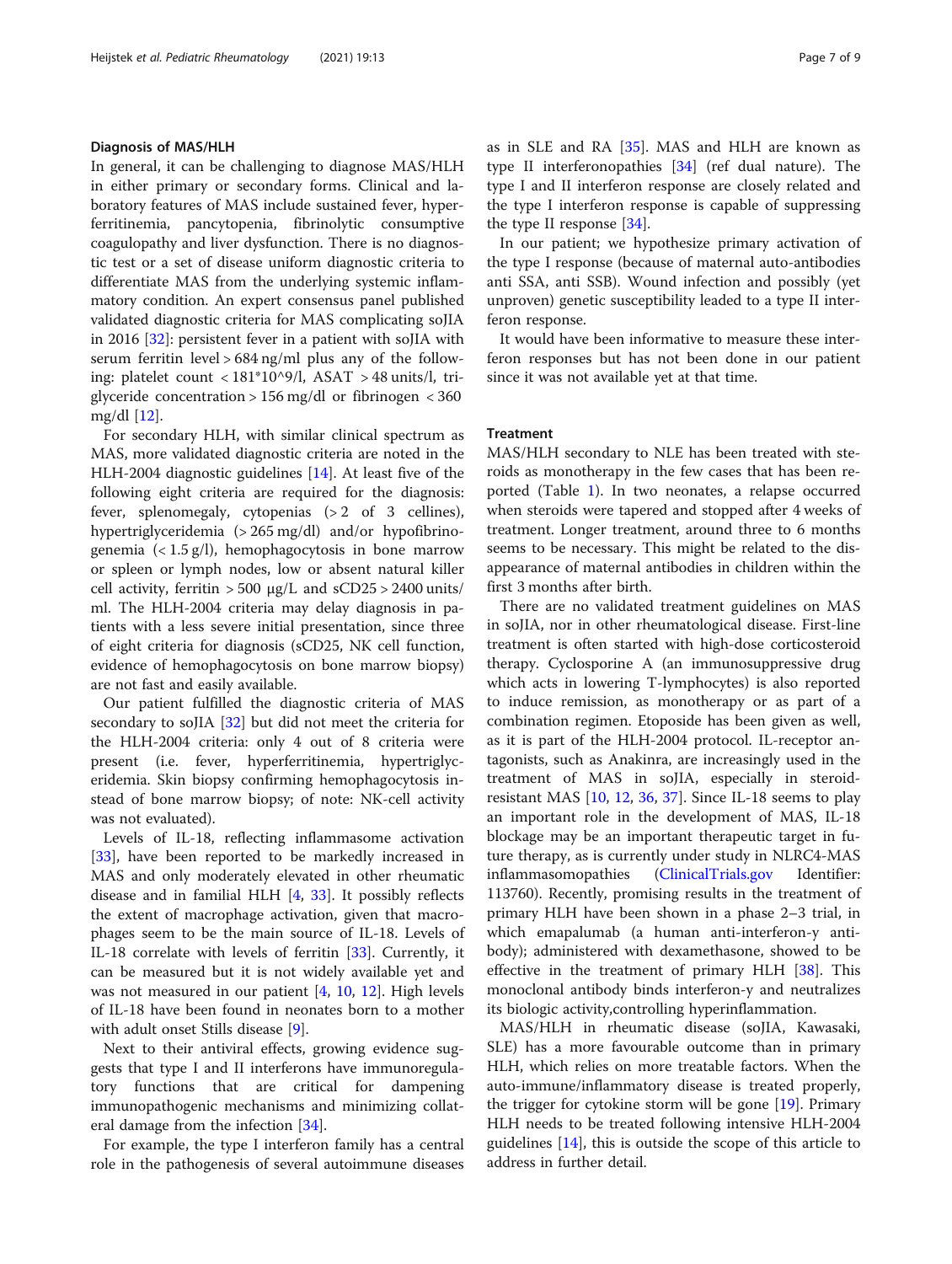### Diagnosis of MAS/HLH

In general, it can be challenging to diagnose MAS/HLH in either primary or secondary forms. Clinical and laboratory features of MAS include sustained fever, hyperferritinemia, pancytopenia, fibrinolytic consumptive coagulopathy and liver dysfunction. There is no diagnostic test or a set of disease uniform diagnostic criteria to differentiate MAS from the underlying systemic inflammatory condition. An expert consensus panel published validated diagnostic criteria for MAS complicating soJIA in 2016 [32]: persistent fever in a patient with soJIA with serum ferritin level > 684 ng/ml plus any of the following: platelet count < 181*10^9/l, ASAT > 48 units/l, triglyceride concentration > 156 mg/dl or fibrinogen < 360 mg/dl [12].

For secondary HLH, with similar clinical spectrum as MAS, more validated diagnostic criteria are noted in the HLH-2004 diagnostic guidelines [14]. At least five of the following eight criteria are required for the diagnosis: fever, splenomegaly, cytopenias (> 2 of 3 cellines), hypertriglyceridemia (> 265 mg/dl) and/or hypofibrinogenemia (< 1.5 g/l), hemophagocytosis in bone marrow or spleen or lymph nodes, low or absent natural killer cell activity, ferritin > 500 μg/L and sCD25 > 2400 units/ml. The HLH-2004 criteria may delay diagnosis in patients with a less severe initial presentation, since three of eight criteria for diagnosis (sCD25, NK cell function, evidence of hemophagocytosis on bone marrow biopsy) are not fast and easily available.

Our patient fulfilled the diagnostic criteria of MAS secondary to soJIA [32] but did not meet the criteria for the HLH-2004 criteria: only 4 out of 8 criteria were present (i.e. fever, hyperferritinemia, hypertriglyceridemia. Skin biopsy confirming hemophagocytosis instead of bone marrow biopsy; of note: NK-cell activity was not evaluated).

Levels of IL-18, reflecting inflammasome activation [33], have been reported to be markedly increased in MAS and only moderately elevated in other rheumatic disease and in familial HLH [4, 33]. It possibly reflects the extent of macrophage activation, given that macrophages seem to be the main source of IL-18. Levels of IL-18 correlate with levels of ferritin [33]. Currently, it can be measured but it is not widely available yet and was not measured in our patient [4, 10, 12]. High levels of IL-18 have been found in neonates born to a mother with adult onset Stills disease [9].

Next to their antiviral effects, growing evidence suggests that type I and II interferons have immunoregulatory functions that are critical for dampening immunopathogenic mechanisms and minimizing collateral damage from the infection [34].

For example, the type I interferon family has a central role in the pathogenesis of several autoimmune diseases as in SLE and RA [35]. MAS and HLH are known as type II interferonopathies [34] (ref dual nature). The type I and II interferon response are closely related and the type I interferon response is capable of suppressing the type II response [34].

In our patient; we hypothesize primary activation of the type I response (because of maternal auto-antibodies anti SSA, anti SSB). Wound infection and possibly (yet unproven) genetic susceptibility leaded to a type II interferon response.

It would have been informative to measure these interferon responses but has not been done in our patient since it was not available yet at that time.

### Treatment

MAS/HLH secondary to NLE has been treated with steroids as monotherapy in the few cases that has been reported (Table 1). In two neonates, a relapse occurred when steroids were tapered and stopped after 4 weeks of treatment. Longer treatment, around three to 6 months seems to be necessary. This might be related to the disappearance of maternal antibodies in children within the first 3 months after birth.

There are no validated treatment guidelines on MAS in soJIA, nor in other rheumatological disease. First-line treatment is often started with high-dose corticosteroid therapy. Cyclosporine A (an immunosuppressive drug which acts in lowering T-lymphocytes) is also reported to induce remission, as monotherapy or as part of a combination regimen. Etoposide has been given as well, as it is part of the HLH-2004 protocol. IL-receptor antagonists, such as Anakinra, are increasingly used in the treatment of MAS in soJIA, especially in steroid-resistant MAS [10, 12, 36, 37]. Since IL-18 seems to play an important role in the development of MAS, IL-18 blockage may be an important therapeutic target in future therapy, as is currently under study in NLRC4-MAS inflammasomopathies (ClinicalTrials.gov Identifier: 113760). Recently, promising results in the treatment of primary HLH have been shown in a phase 2–3 trial, in which emapalumab (a human anti-interferon-γ antibody); administered with dexamethasone, showed to be effective in the treatment of primary HLH [38]. This monoclonal antibody binds interferon-γ and neutralizes its biologic activity,controlling hyperinflammation.

MAS/HLH in rheumatic disease (soJIA, Kawasaki, SLE) has a more favourable outcome than in primary HLH, which relies on more treatable factors. When the auto-immune/inflammatory disease is treated properly, the trigger for cytokine storm will be gone [19]. Primary HLH needs to be treated following intensive HLH-2004 guidelines [14], this is outside the scope of this article to address in further detail.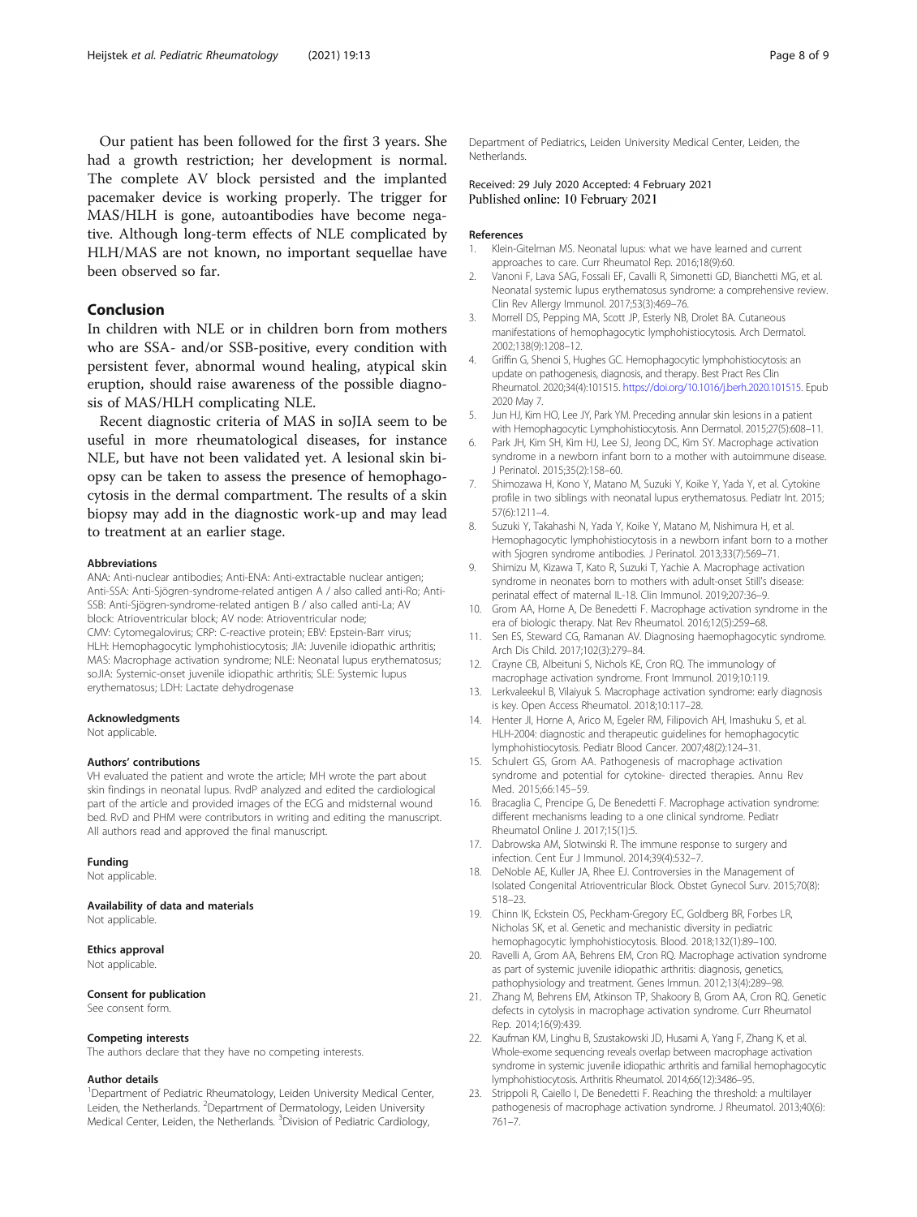Our patient has been followed for the first 3 years. She had a growth restriction; her development is normal. The complete AV block persisted and the implanted pacemaker device is working properly. The trigger for MAS/HLH is gone, autoantibodies have become negative. Although long-term effects of NLE complicated by HLH/MAS are not known, no important sequellae have been observed so far.

## Conclusion

In children with NLE or in children born from mothers who are SSA- and/or SSB-positive, every condition with persistent fever, abnormal wound healing, atypical skin eruption, should raise awareness of the possible diagnosis of MAS/HLH complicating NLE.

Recent diagnostic criteria of MAS in soJIA seem to be useful in more rheumatological diseases, for instance NLE, but have not been validated yet. A lesional skin biopsy can be taken to assess the presence of hemophagocytosis in the dermal compartment. The results of a skin biopsy may add in the diagnostic work-up and may lead to treatment at an earlier stage.

#### Abbreviations

ANA: Anti-nuclear antibodies; Anti-ENA: Anti-extractable nuclear antigen; Anti-SSA: Anti-Sjögren-syndrome-related antigen A / also called anti-Ro; Anti-SSB: Anti-Sjögren-syndrome-related antigen B / also called anti-La; AV block: Atrioventricular block; AV node: Atrioventricular node; CMV: Cytomegalovirus; CRP: C-reactive protein; EBV: Epstein-Barr virus; HLH: Hemophagocytic lymphohistiocytosis; JIA: Juvenile idiopathic arthritis; MAS: Macrophage activation syndrome; NLE: Neonatal lupus erythematosus; soJIA: Systemic-onset juvenile idiopathic arthritis; SLE: Systemic lupus erythematosus; LDH: Lactate dehydrogenase

#### Acknowledgments

Not applicable.

#### Authors' contributions

VH evaluated the patient and wrote the article; MH wrote the part about skin findings in neonatal lupus. RvdP analyzed and edited the cardiological part of the article and provided images of the ECG and midsternal wound bed. RvD and PHM were contributors in writing and editing the manuscript. All authors read and approved the final manuscript.

#### Funding

Not applicable.

#### Availability of data and materials

Not applicable.

#### Ethics approval

Not applicable.

#### Consent for publication

See consent form.

#### Competing interests

The authors declare that they have no competing interests.

#### Author details

[1]Department of Pediatric Rheumatology, Leiden University Medical Center, Leiden, the Netherlands. [2]Department of Dermatology, Leiden University Medical Center, Leiden, the Netherlands. [3]Division of Pediatric Cardiology, Department of Pediatrics, Leiden University Medical Center, Leiden, the Netherlands.

Received: 29 July 2020 Accepted: 4 February 2021
Published online: 10 February 2021

#### References

1. Klein-Gitelman MS. Neonatal lupus: what we have learned and current approaches to care. Curr Rheumatol Rep. 2016;18(9):60.
2. Vanoni F, Lava SAG, Fossali EF, Cavalli R, Simonetti GD, Bianchetti MG, et al. Neonatal systemic lupus erythematosus syndrome: a comprehensive review. Clin Rev Allergy Immunol. 2017;53(3):469–76.
3. Morrell DS, Pepping MA, Scott JP, Esterly NB, Drolet BA. Cutaneous manifestations of hemophagocytic lymphohistiocytosis. Arch Dermatol. 2002;138(9):1208–12.
4. Griffin G, Shenoi S, Hughes GC. Hemophagocytic lymphohistiocytosis: an update on pathogenesis, diagnosis, and therapy. Best Pract Res Clin Rheumatol. 2020;34(4):101515. https://doi.org/10.1016/j.berh.2020.101515. Epub 2020 May 7.
5. Jun HJ, Kim HO, Lee JY, Park YM. Preceding annular skin lesions in a patient with Hemophagocytic Lymphohistiocytosis. Ann Dermatol. 2015;27(5):608–11.
6. Park JH, Kim SH, Kim HJ, Lee SJ, Jeong DC, Kim SY. Macrophage activation syndrome in a newborn infant born to a mother with autoimmune disease. J Perinatol. 2015;35(2):158–60.
7. Shimozawa H, Kono Y, Matano M, Suzuki Y, Koike Y, Yada Y, et al. Cytokine profile in two siblings with neonatal lupus erythematosus. Pediatr Int. 2015;57(6):1211–4.
8. Suzuki Y, Takahashi N, Yada Y, Koike Y, Matano M, Nishimura H, et al. Hemophagocytic lymphohistiocytosis in a newborn infant born to a mother with Sjogren syndrome antibodies. J Perinatol. 2013;33(7):569–71.
9. Shimizu M, Kizawa T, Kato R, Suzuki T, Yachie A. Macrophage activation syndrome in neonates born to mothers with adult-onset Still's disease: perinatal effect of maternal IL-18. Clin Immunol. 2019;207:36–9.
10. Grom AA, Horne A, De Benedetti F. Macrophage activation syndrome in the era of biologic therapy. Nat Rev Rheumatol. 2016;12(5):259–68.
11. Sen ES, Steward CG, Ramanan AV. Diagnosing haemophagocytic syndrome. Arch Dis Child. 2017;102(3):279–84.
12. Crayne CB, Albeituni S, Nichols KE, Cron RQ. The immunology of macrophage activation syndrome. Front Immunol. 2019;10:119.
13. Lerkvaleekul B, Vilaiyuk S. Macrophage activation syndrome: early diagnosis is key. Open Access Rheumatol. 2018;10:117–28.
14. Henter JI, Horne A, Arico M, Egeler RM, Filipovich AH, Imashuku S, et al. HLH-2004: diagnostic and therapeutic guidelines for hemophagocytic lymphohistiocytosis. Pediatr Blood Cancer. 2007;48(2):124–31.
15. Schulert GS, Grom AA. Pathogenesis of macrophage activation syndrome and potential for cytokine- directed therapies. Annu Rev Med. 2015;66:145–59.
16. Bracaglia C, Prencipe G, De Benedetti F. Macrophage activation syndrome: different mechanisms leading to a one clinical syndrome. Pediatr Rheumatol Online J. 2017;15(1):5.
17. Dabrowska AM, Slotwinski R. The immune response to surgery and infection. Cent Eur J Immunol. 2014;39(4):532–7.
18. DeNoble AE, Kuller JA, Rhee EJ. Controversies in the Management of Isolated Congenital Atrioventricular Block. Obstet Gynecol Surv. 2015;70(8):518–23.
19. Chinn IK, Eckstein OS, Peckham-Gregory EC, Goldberg BR, Forbes LR, Nicholas SK, et al. Genetic and mechanistic diversity in pediatric hemophagocytic lymphohistiocytosis. Blood. 2018;132(1):89–100.
20. Ravelli A, Grom AA, Behrens EM, Cron RQ. Macrophage activation syndrome as part of systemic juvenile idiopathic arthritis: diagnosis, genetics, pathophysiology and treatment. Genes Immun. 2012;13(4):289–98.
21. Zhang M, Behrens EM, Atkinson TP, Shakoory B, Grom AA, Cron RQ. Genetic defects in cytolysis in macrophage activation syndrome. Curr Rheumatol Rep. 2014;16(9):439.
22. Kaufman KM, Linghu B, Szustakowski JD, Husami A, Yang F, Zhang K, et al. Whole-exome sequencing reveals overlap between macrophage activation syndrome in systemic juvenile idiopathic arthritis and familial hemophagocytic lymphohistiocytosis. Arthritis Rheumatol. 2014;66(12):3486–95.
23. Strippoli R, Caiello I, De Benedetti F. Reaching the threshold: a multilayer pathogenesis of macrophage activation syndrome. J Rheumatol. 2013;40(6):761–7.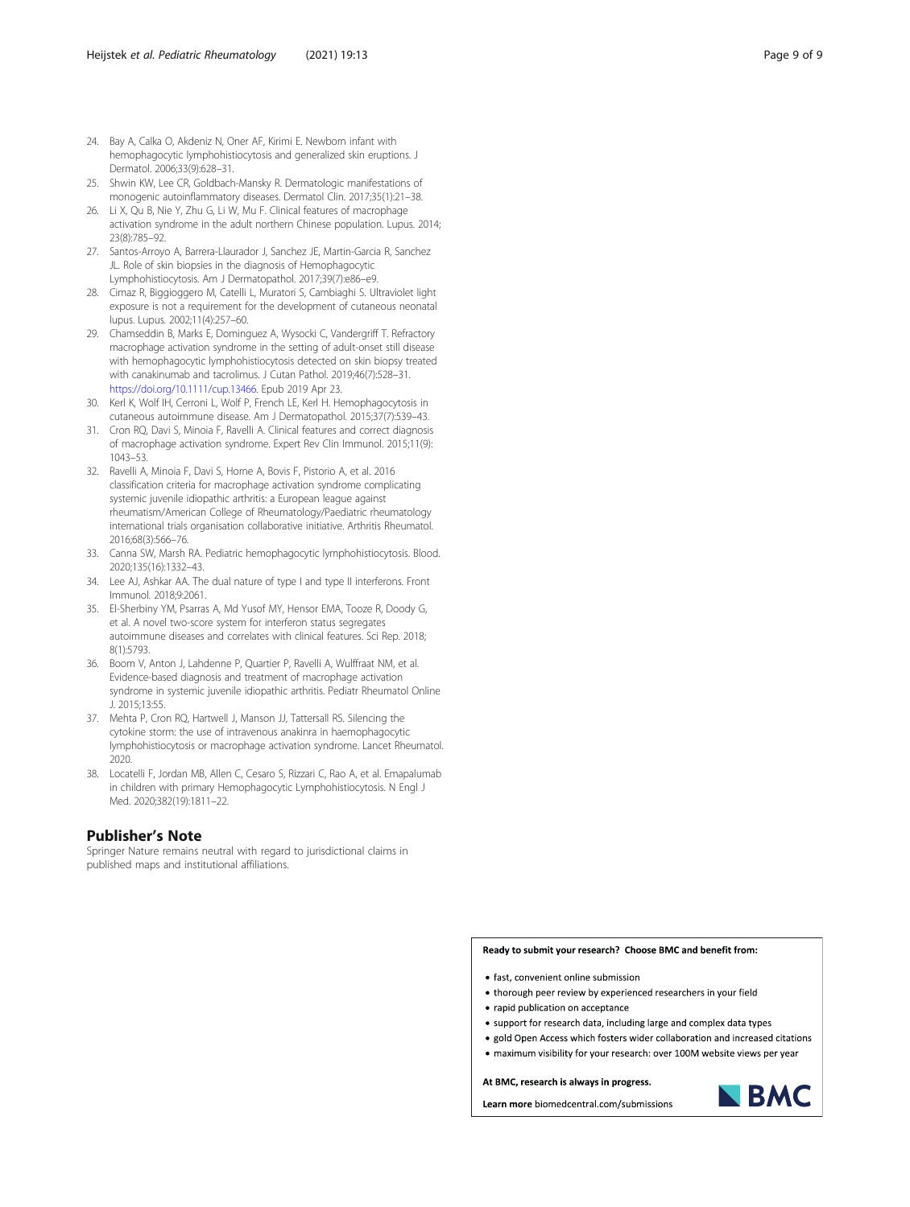24. Bay A, Calka O, Akdeniz N, Oner AF, Kirimi E. Newborn infant with hemophagocytic lymphohistiocytosis and generalized skin eruptions. J Dermatol. 2006;33(9):628–31.
25. Shwin KW, Lee CR, Goldbach-Mansky R. Dermatologic manifestations of monogenic autoinflammatory diseases. Dermatol Clin. 2017;35(1):21–38.
26. Li X, Qu B, Nie Y, Zhu G, Li W, Mu F. Clinical features of macrophage activation syndrome in the adult northern Chinese population. Lupus. 2014; 23(8):785–92.
27. Santos-Arroyo A, Barrera-Llaurador J, Sanchez JE, Martin-Garcia R, Sanchez JL. Role of skin biopsies in the diagnosis of Hemophagocytic Lymphohistiocytosis. Am J Dermatopathol. 2017;39(7):e86–e9.
28. Cimaz R, Biggioggero M, Catelli L, Muratori S, Cambiaghi S. Ultraviolet light exposure is not a requirement for the development of cutaneous neonatal lupus. Lupus. 2002;11(4):257–60.
29. Chamseddin B, Marks E, Dominguez A, Wysocki C, Vandergriff T. Refractory macrophage activation syndrome in the setting of adult-onset still disease with hemophagocytic lymphohistiocytosis detected on skin biopsy treated with canakinumab and tacrolimus. J Cutan Pathol. 2019;46(7):528–31. https://doi.org/10.1111/cup.13466. Epub 2019 Apr 23.
30. Kerl K, Wolf IH, Cerroni L, Wolf P, French LE, Kerl H. Hemophagocytosis in cutaneous autoimmune disease. Am J Dermatopathol. 2015;37(7):539–43.
31. Cron RQ, Davi S, Minoia F, Ravelli A. Clinical features and correct diagnosis of macrophage activation syndrome. Expert Rev Clin Immunol. 2015;11(9): 1043–53.
32. Ravelli A, Minoia F, Davi S, Horne A, Bovis F, Pistorio A, et al. 2016 classification criteria for macrophage activation syndrome complicating systemic juvenile idiopathic arthritis: a European league against rheumatism/American College of Rheumatology/Paediatric rheumatology international trials organisation collaborative initiative. Arthritis Rheumatol. 2016;68(3):566–76.
33. Canna SW, Marsh RA. Pediatric hemophagocytic lymphohistiocytosis. Blood. 2020;135(16):1332–43.
34. Lee AJ, Ashkar AA. The dual nature of type I and type II interferons. Front Immunol. 2018;9:2061.
35. El-Sherbiny YM, Psarras A, Md Yusof MY, Hensor EMA, Tooze R, Doody G, et al. A novel two-score system for interferon status segregates autoimmune diseases and correlates with clinical features. Sci Rep. 2018; 8(1):5793.
36. Boom V, Anton J, Lahdenne P, Quartier P, Ravelli A, Wulffraat NM, et al. Evidence-based diagnosis and treatment of macrophage activation syndrome in systemic juvenile idiopathic arthritis. Pediatr Rheumatol Online J. 2015;13:55.
37. Mehta P, Cron RQ, Hartwell J, Manson JJ, Tattersall RS. Silencing the cytokine storm: the use of intravenous anakinra in haemophagocytic lymphohistiocytosis or macrophage activation syndrome. Lancet Rheumatol. 2020.
38. Locatelli F, Jordan MB, Allen C, Cesaro S, Rizzari C, Rao A, et al. Emapalumab in children with primary Hemophagocytic Lymphohistiocytosis. N Engl J Med. 2020;382(19):1811–22.

## Publisher's Note

Springer Nature remains neutral with regard to jurisdictional claims in published maps and institutional affiliations.

**Ready to submit your research? Choose BMC and benefit from:**

- fast, convenient online submission
- thorough peer review by experienced researchers in your field
- rapid publication on acceptance
- support for research data, including large and complex data types
- gold Open Access which fosters wider collaboration and increased citations
- maximum visibility for your research: over 100M website views per year

**At BMC, research is always in progress.**

**Learn more** biomedcentral.com/submissions

BMC